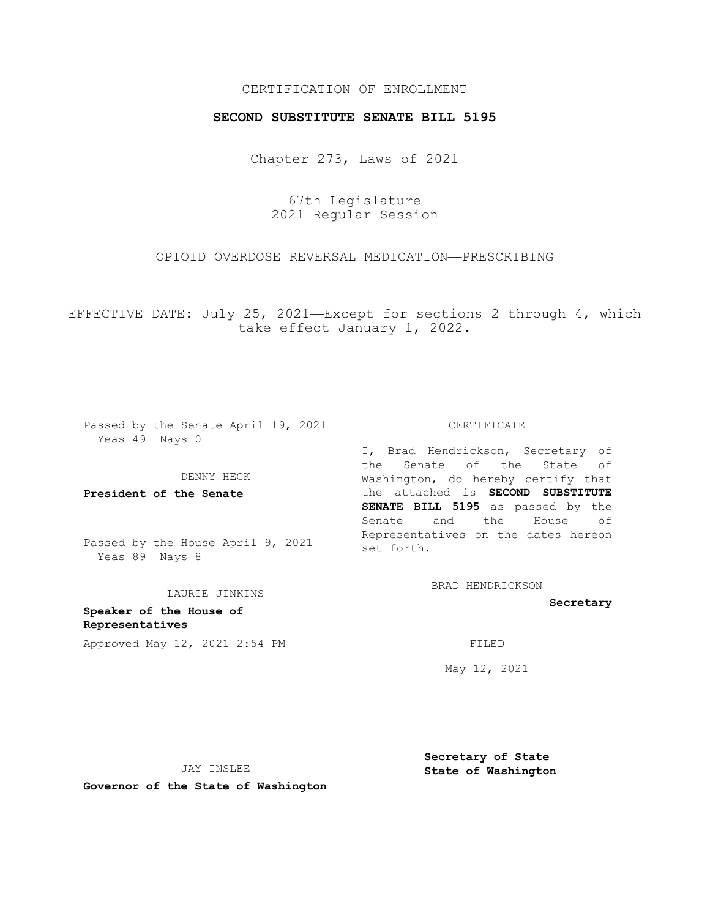CERTIFICATION OF ENROLLMENT

**SECOND SUBSTITUTE SENATE BILL 5195**

Chapter 273, Laws of 2021

67th Legislature
2021 Regular Session

OPIOID OVERDOSE REVERSAL MEDICATION—PRESCRIBING

EFFECTIVE DATE: July 25, 2021—Except for sections 2 through 4, which take effect January 1, 2022.

Passed by the Senate April 19, 2021
Yeas 49 Nays 0

DENNY HECK

**President of the Senate**

Passed by the House April 9, 2021
Yeas 89 Nays 8

LAURIE JINKINS

**Speaker of the House of Representatives**

Approved May 12, 2021 2:54 PM

JAY INSLEE

**Governor of the State of Washington**

CERTIFICATE

I, Brad Hendrickson, Secretary of the Senate of the State of Washington, do hereby certify that the attached is **SECOND SUBSTITUTE SENATE BILL 5195** as passed by the Senate and the House of Representatives on the dates hereon set forth.

BRAD HENDRICKSON

**Secretary**

FILED

May 12, 2021

**Secretary of State**
**State of Washington**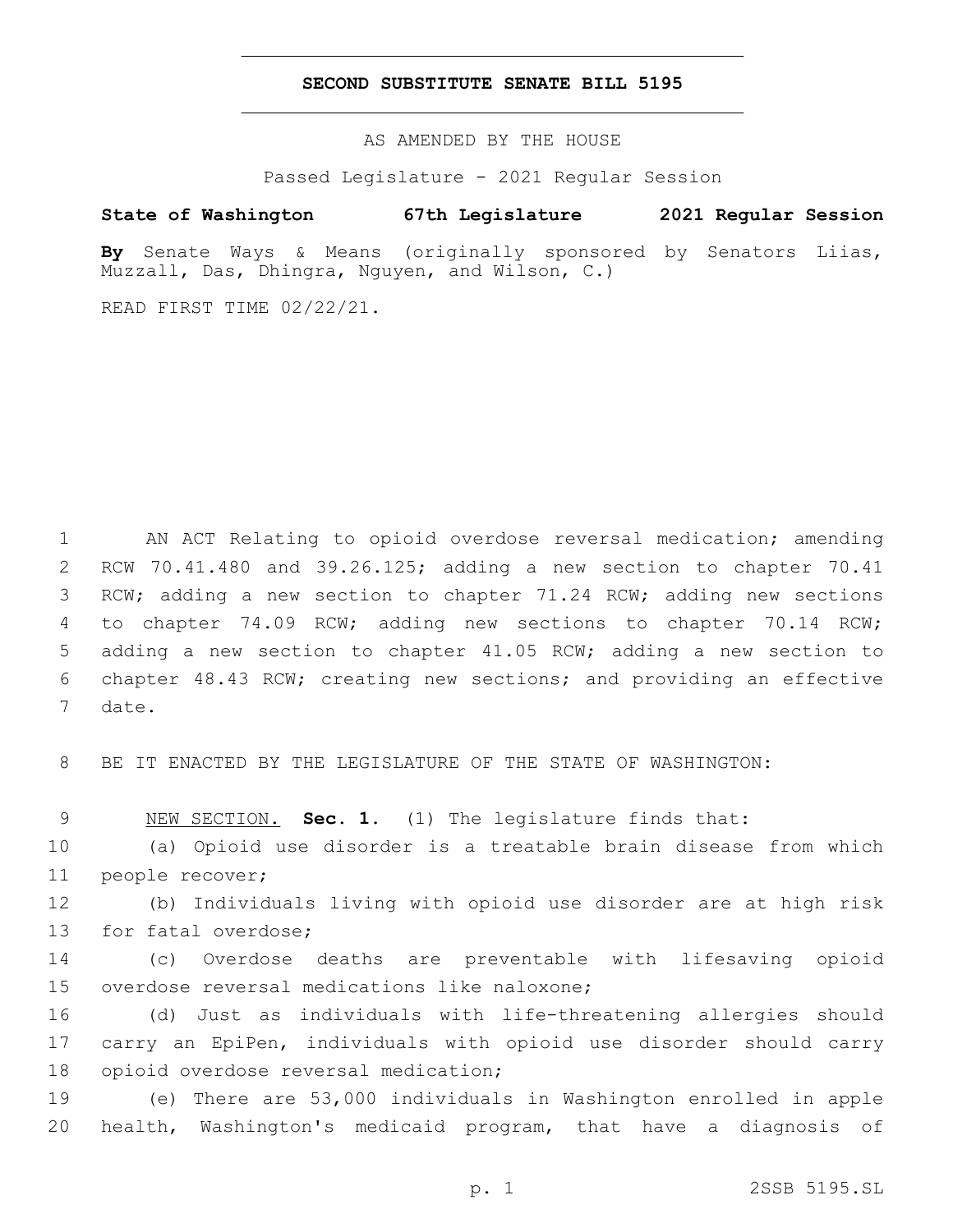# SECOND SUBSTITUTE SENATE BILL 5195

AS AMENDED BY THE HOUSE

Passed Legislature - 2021 Regular Session

**State of Washington 67th Legislature 2021 Regular Session**

**By** Senate Ways & Means (originally sponsored by Senators Liias, Muzzall, Das, Dhingra, Nguyen, and Wilson, C.)

READ FIRST TIME 02/22/21.

AN ACT Relating to opioid overdose reversal medication; amending RCW 70.41.480 and 39.26.125; adding a new section to chapter 70.41 RCW; adding a new section to chapter 71.24 RCW; adding new sections to chapter 74.09 RCW; adding new sections to chapter 70.14 RCW; adding a new section to chapter 41.05 RCW; adding a new section to chapter 48.43 RCW; creating new sections; and providing an effective date.

BE IT ENACTED BY THE LEGISLATURE OF THE STATE OF WASHINGTON:

NEW SECTION. **Sec. 1.** (1) The legislature finds that:

(a) Opioid use disorder is a treatable brain disease from which people recover;

(b) Individuals living with opioid use disorder are at high risk for fatal overdose;

(c) Overdose deaths are preventable with lifesaving opioid overdose reversal medications like naloxone;

(d) Just as individuals with life-threatening allergies should carry an EpiPen, individuals with opioid use disorder should carry opioid overdose reversal medication;

(e) There are 53,000 individuals in Washington enrolled in apple health, Washington's medicaid program, that have a diagnosis of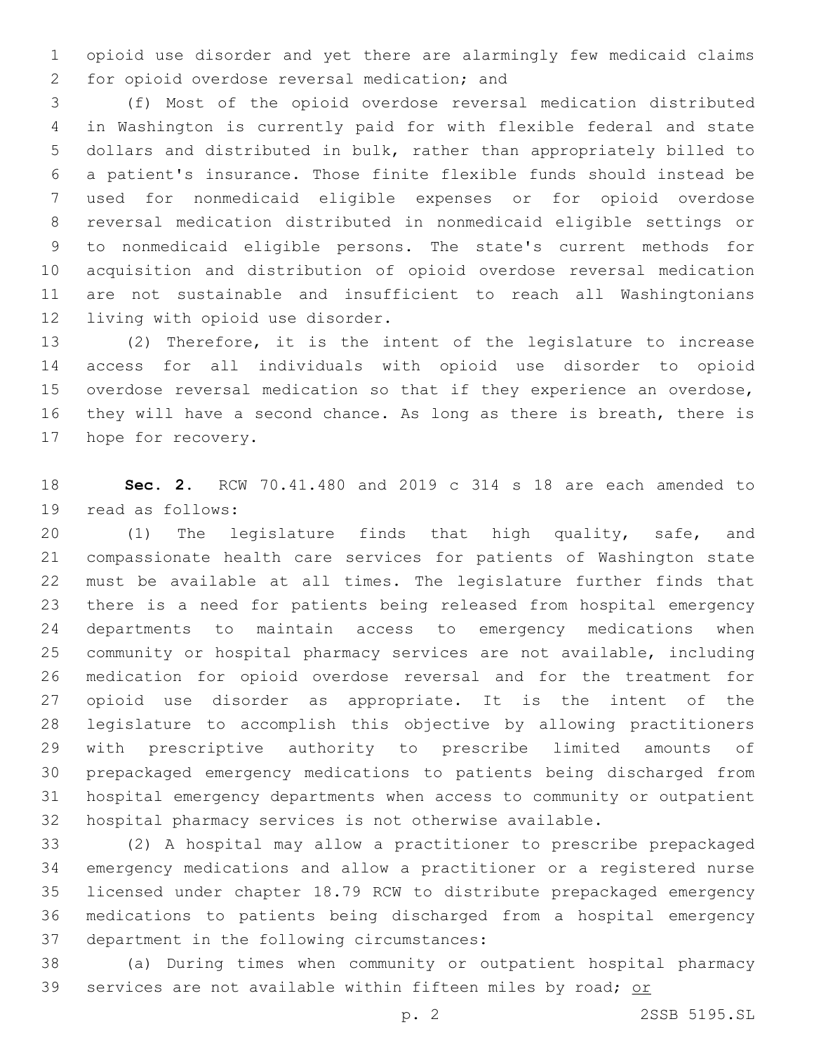opioid use disorder and yet there are alarmingly few medicaid claims for opioid overdose reversal medication; and

(f) Most of the opioid overdose reversal medication distributed in Washington is currently paid for with flexible federal and state dollars and distributed in bulk, rather than appropriately billed to a patient's insurance. Those finite flexible funds should instead be used for nonmedicaid eligible expenses or for opioid overdose reversal medication distributed in nonmedicaid eligible settings or to nonmedicaid eligible persons. The state's current methods for acquisition and distribution of opioid overdose reversal medication are not sustainable and insufficient to reach all Washingtonians living with opioid use disorder.

(2) Therefore, it is the intent of the legislature to increase access for all individuals with opioid use disorder to opioid overdose reversal medication so that if they experience an overdose, they will have a second chance. As long as there is breath, there is hope for recovery.

**Sec. 2.** RCW 70.41.480 and 2019 c 314 s 18 are each amended to read as follows:

(1) The legislature finds that high quality, safe, and compassionate health care services for patients of Washington state must be available at all times. The legislature further finds that there is a need for patients being released from hospital emergency departments to maintain access to emergency medications when community or hospital pharmacy services are not available, including medication for opioid overdose reversal and for the treatment for opioid use disorder as appropriate. It is the intent of the legislature to accomplish this objective by allowing practitioners with prescriptive authority to prescribe limited amounts of prepackaged emergency medications to patients being discharged from hospital emergency departments when access to community or outpatient hospital pharmacy services is not otherwise available.

(2) A hospital may allow a practitioner to prescribe prepackaged emergency medications and allow a practitioner or a registered nurse licensed under chapter 18.79 RCW to distribute prepackaged emergency medications to patients being discharged from a hospital emergency department in the following circumstances:

(a) During times when community or outpatient hospital pharmacy services are not available within fifteen miles by road; <u>or</u>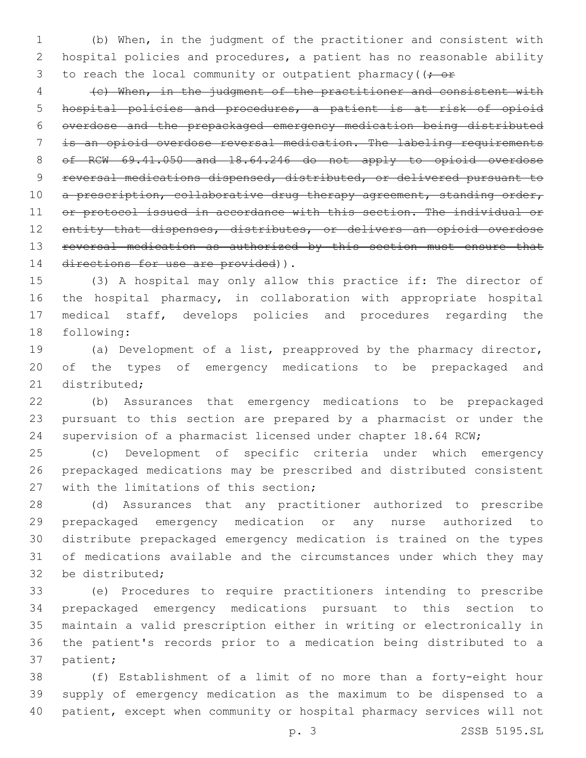(b) When, in the judgment of the practitioner and consistent with hospital policies and procedures, a patient has no reasonable ability to reach the local community or outpatient pharmacy((~~; or~~

~~(c) When, in the judgment of the practitioner and consistent with hospital policies and procedures, a patient is at risk of opioid overdose and the prepackaged emergency medication being distributed is an opioid overdose reversal medication. The labeling requirements of RCW 69.41.050 and 18.64.246 do not apply to opioid overdose reversal medications dispensed, distributed, or delivered pursuant to a prescription, collaborative drug therapy agreement, standing order, or protocol issued in accordance with this section. The individual or entity that dispenses, distributes, or delivers an opioid overdose reversal medication as authorized by this section must ensure that directions for use are provided~~)).

(3) A hospital may only allow this practice if: The director of the hospital pharmacy, in collaboration with appropriate hospital medical staff, develops policies and procedures regarding the following:

(a) Development of a list, preapproved by the pharmacy director, of the types of emergency medications to be prepackaged and distributed;

(b) Assurances that emergency medications to be prepackaged pursuant to this section are prepared by a pharmacist or under the supervision of a pharmacist licensed under chapter 18.64 RCW;

(c) Development of specific criteria under which emergency prepackaged medications may be prescribed and distributed consistent with the limitations of this section;

(d) Assurances that any practitioner authorized to prescribe prepackaged emergency medication or any nurse authorized to distribute prepackaged emergency medication is trained on the types of medications available and the circumstances under which they may be distributed;

(e) Procedures to require practitioners intending to prescribe prepackaged emergency medications pursuant to this section to maintain a valid prescription either in writing or electronically in the patient's records prior to a medication being distributed to a patient;

(f) Establishment of a limit of no more than a forty-eight hour supply of emergency medication as the maximum to be dispensed to a patient, except when community or hospital pharmacy services will not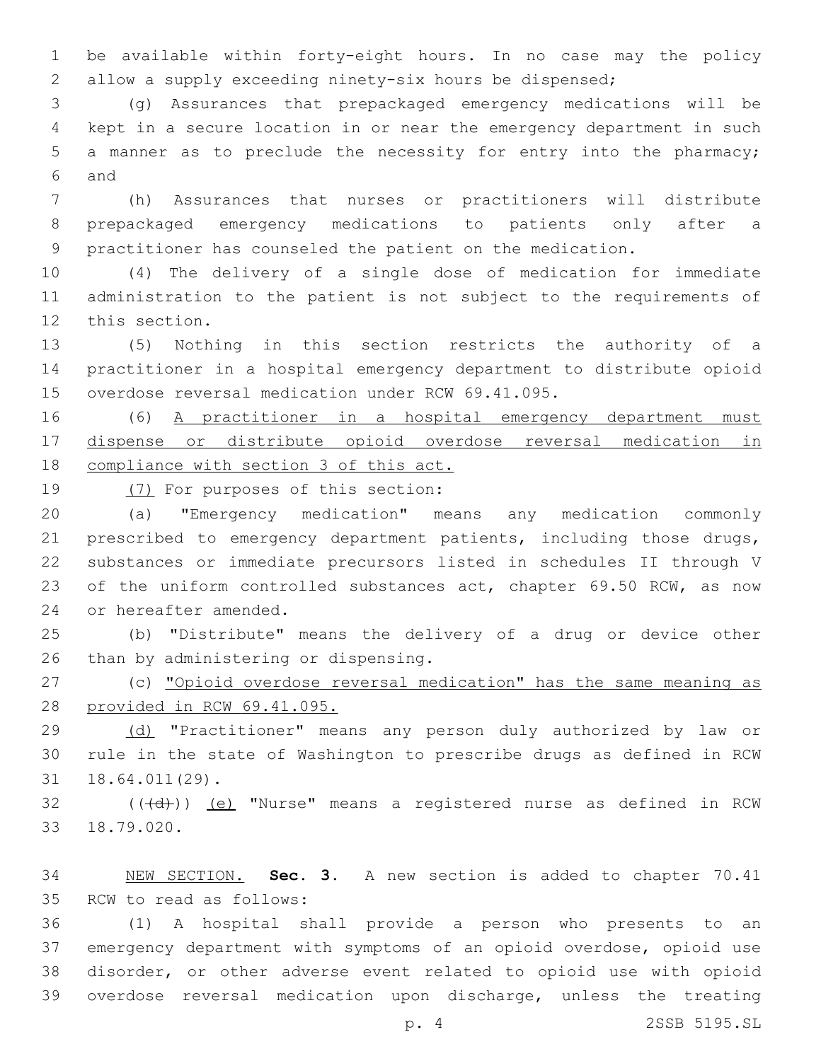be available within forty-eight hours. In no case may the policy allow a supply exceeding ninety-six hours be dispensed;

(g) Assurances that prepackaged emergency medications will be kept in a secure location in or near the emergency department in such a manner as to preclude the necessity for entry into the pharmacy; and

(h) Assurances that nurses or practitioners will distribute prepackaged emergency medications to patients only after a practitioner has counseled the patient on the medication.

(4) The delivery of a single dose of medication for immediate administration to the patient is not subject to the requirements of this section.

(5) Nothing in this section restricts the authority of a practitioner in a hospital emergency department to distribute opioid overdose reversal medication under RCW 69.41.095.

(6) <u>A practitioner in a hospital emergency department must dispense or distribute opioid overdose reversal medication in compliance with section 3 of this act.</u>

<u>(7)</u> For purposes of this section:

(a) "Emergency medication" means any medication commonly prescribed to emergency department patients, including those drugs, substances or immediate precursors listed in schedules II through V of the uniform controlled substances act, chapter 69.50 RCW, as now or hereafter amended.

(b) "Distribute" means the delivery of a drug or device other than by administering or dispensing.

(c) <u>"Opioid overdose reversal medication" has the same meaning as provided in RCW 69.41.095.</u>

<u>(d)</u> "Practitioner" means any person duly authorized by law or rule in the state of Washington to prescribe drugs as defined in RCW 18.64.011(29).

((~~(d)~~)) <u>(e)</u> "Nurse" means a registered nurse as defined in RCW 18.79.020.

<u>NEW SECTION.</u> **Sec. 3.** A new section is added to chapter 70.41 RCW to read as follows:

(1) A hospital shall provide a person who presents to an emergency department with symptoms of an opioid overdose, opioid use disorder, or other adverse event related to opioid use with opioid overdose reversal medication upon discharge, unless the treating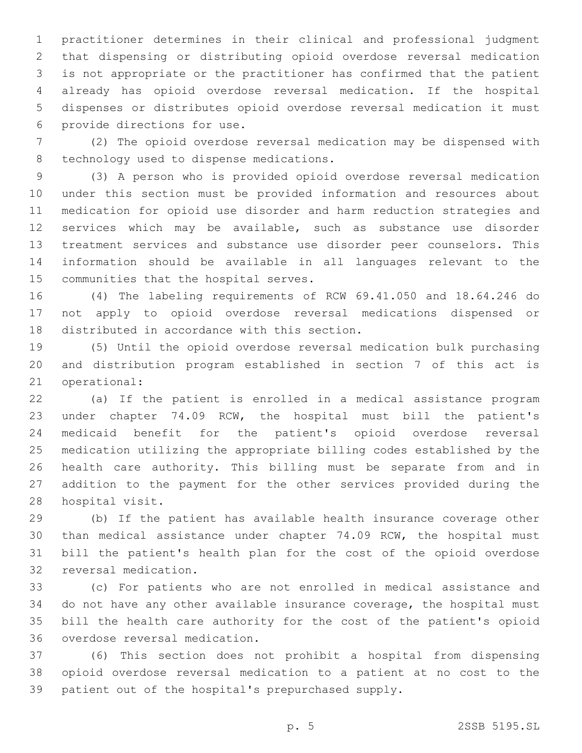practitioner determines in their clinical and professional judgment that dispensing or distributing opioid overdose reversal medication is not appropriate or the practitioner has confirmed that the patient already has opioid overdose reversal medication. If the hospital dispenses or distributes opioid overdose reversal medication it must provide directions for use.

(2) The opioid overdose reversal medication may be dispensed with technology used to dispense medications.

(3) A person who is provided opioid overdose reversal medication under this section must be provided information and resources about medication for opioid use disorder and harm reduction strategies and services which may be available, such as substance use disorder treatment services and substance use disorder peer counselors. This information should be available in all languages relevant to the communities that the hospital serves.

(4) The labeling requirements of RCW 69.41.050 and 18.64.246 do not apply to opioid overdose reversal medications dispensed or distributed in accordance with this section.

(5) Until the opioid overdose reversal medication bulk purchasing and distribution program established in section 7 of this act is operational:

(a) If the patient is enrolled in a medical assistance program under chapter 74.09 RCW, the hospital must bill the patient's medicaid benefit for the patient's opioid overdose reversal medication utilizing the appropriate billing codes established by the health care authority. This billing must be separate from and in addition to the payment for the other services provided during the hospital visit.

(b) If the patient has available health insurance coverage other than medical assistance under chapter 74.09 RCW, the hospital must bill the patient's health plan for the cost of the opioid overdose reversal medication.

(c) For patients who are not enrolled in medical assistance and do not have any other available insurance coverage, the hospital must bill the health care authority for the cost of the patient's opioid overdose reversal medication.

(6) This section does not prohibit a hospital from dispensing opioid overdose reversal medication to a patient at no cost to the patient out of the hospital's prepurchased supply.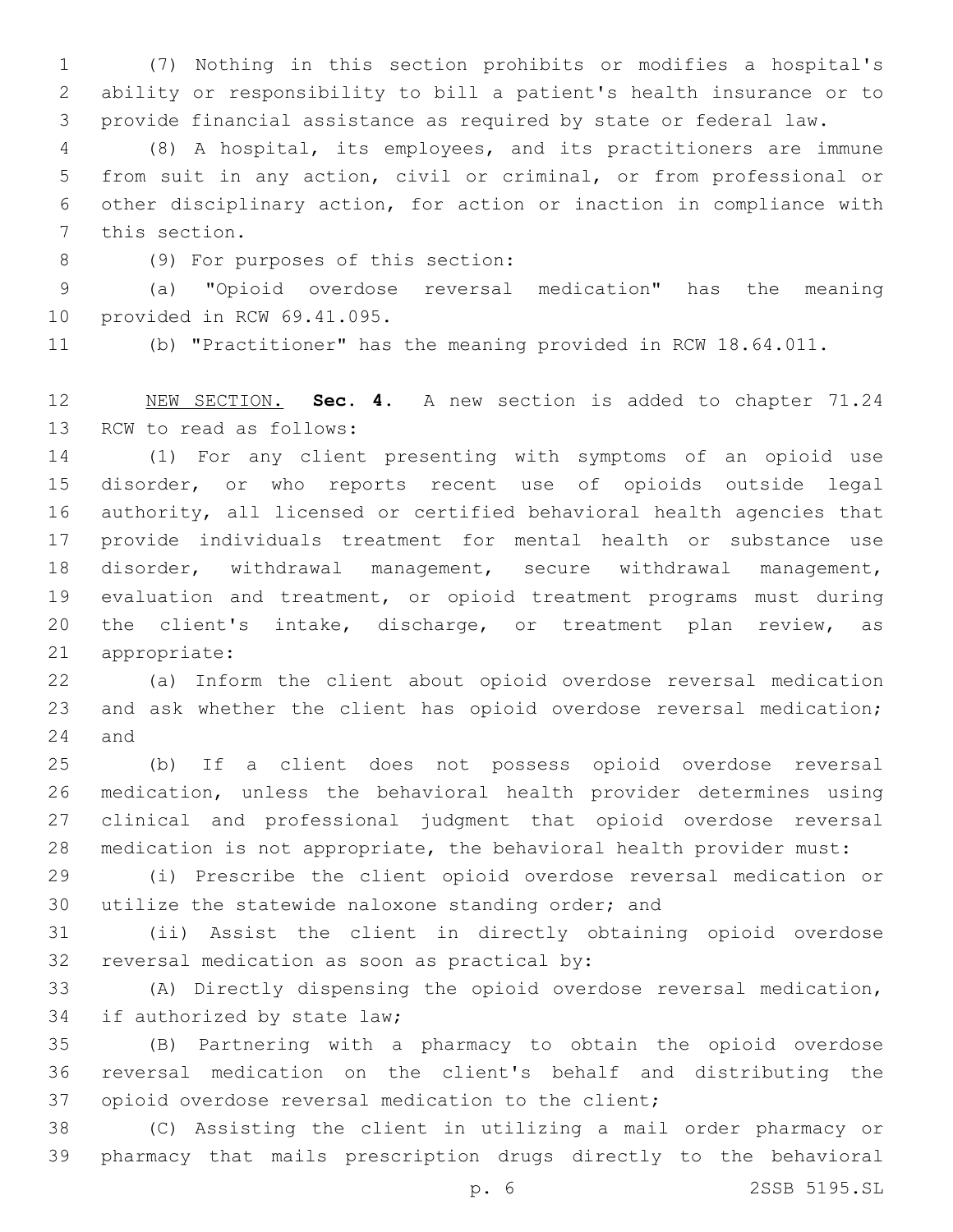(7) Nothing in this section prohibits or modifies a hospital's ability or responsibility to bill a patient's health insurance or to provide financial assistance as required by state or federal law.

(8) A hospital, its employees, and its practitioners are immune from suit in any action, civil or criminal, or from professional or other disciplinary action, for action or inaction in compliance with this section.

(9) For purposes of this section:

(a) "Opioid overdose reversal medication" has the meaning provided in RCW 69.41.095.

(b) "Practitioner" has the meaning provided in RCW 18.64.011.

NEW SECTION. **Sec. 4.** A new section is added to chapter 71.24 RCW to read as follows:

(1) For any client presenting with symptoms of an opioid use disorder, or who reports recent use of opioids outside legal authority, all licensed or certified behavioral health agencies that provide individuals treatment for mental health or substance use disorder, withdrawal management, secure withdrawal management, evaluation and treatment, or opioid treatment programs must during the client's intake, discharge, or treatment plan review, as appropriate:

(a) Inform the client about opioid overdose reversal medication and ask whether the client has opioid overdose reversal medication; and

(b) If a client does not possess opioid overdose reversal medication, unless the behavioral health provider determines using clinical and professional judgment that opioid overdose reversal medication is not appropriate, the behavioral health provider must:

(i) Prescribe the client opioid overdose reversal medication or utilize the statewide naloxone standing order; and

(ii) Assist the client in directly obtaining opioid overdose reversal medication as soon as practical by:

(A) Directly dispensing the opioid overdose reversal medication, if authorized by state law;

(B) Partnering with a pharmacy to obtain the opioid overdose reversal medication on the client's behalf and distributing the opioid overdose reversal medication to the client;

(C) Assisting the client in utilizing a mail order pharmacy or pharmacy that mails prescription drugs directly to the behavioral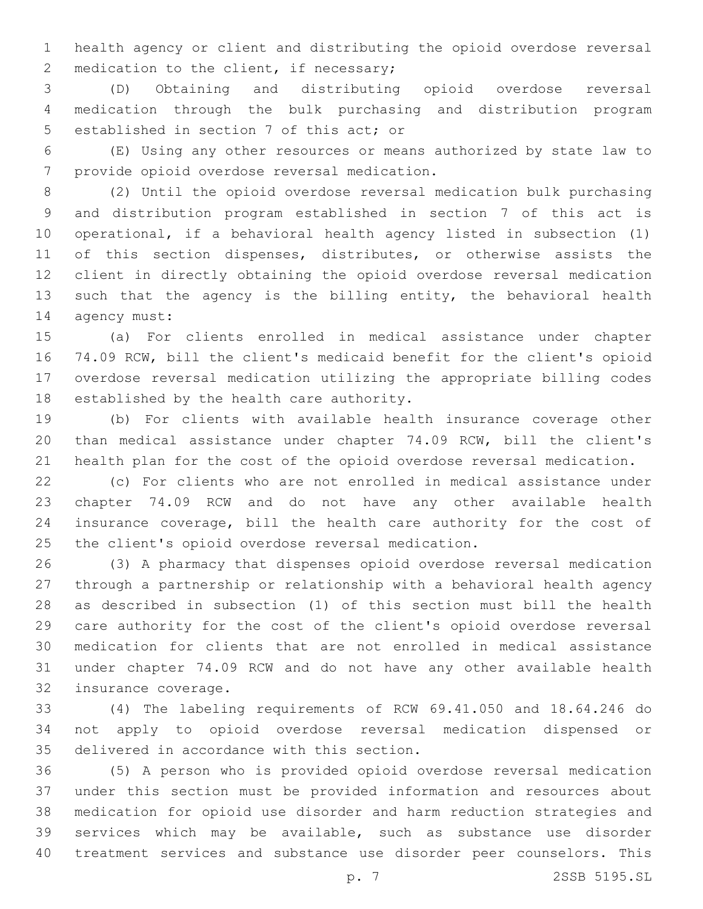health agency or client and distributing the opioid overdose reversal medication to the client, if necessary;

(D) Obtaining and distributing opioid overdose reversal medication through the bulk purchasing and distribution program established in section 7 of this act; or

(E) Using any other resources or means authorized by state law to provide opioid overdose reversal medication.

(2) Until the opioid overdose reversal medication bulk purchasing and distribution program established in section 7 of this act is operational, if a behavioral health agency listed in subsection (1) of this section dispenses, distributes, or otherwise assists the client in directly obtaining the opioid overdose reversal medication such that the agency is the billing entity, the behavioral health agency must:

(a) For clients enrolled in medical assistance under chapter 74.09 RCW, bill the client's medicaid benefit for the client's opioid overdose reversal medication utilizing the appropriate billing codes established by the health care authority.

(b) For clients with available health insurance coverage other than medical assistance under chapter 74.09 RCW, bill the client's health plan for the cost of the opioid overdose reversal medication.

(c) For clients who are not enrolled in medical assistance under chapter 74.09 RCW and do not have any other available health insurance coverage, bill the health care authority for the cost of the client's opioid overdose reversal medication.

(3) A pharmacy that dispenses opioid overdose reversal medication through a partnership or relationship with a behavioral health agency as described in subsection (1) of this section must bill the health care authority for the cost of the client's opioid overdose reversal medication for clients that are not enrolled in medical assistance under chapter 74.09 RCW and do not have any other available health insurance coverage.

(4) The labeling requirements of RCW 69.41.050 and 18.64.246 do not apply to opioid overdose reversal medication dispensed or delivered in accordance with this section.

(5) A person who is provided opioid overdose reversal medication under this section must be provided information and resources about medication for opioid use disorder and harm reduction strategies and services which may be available, such as substance use disorder treatment services and substance use disorder peer counselors. This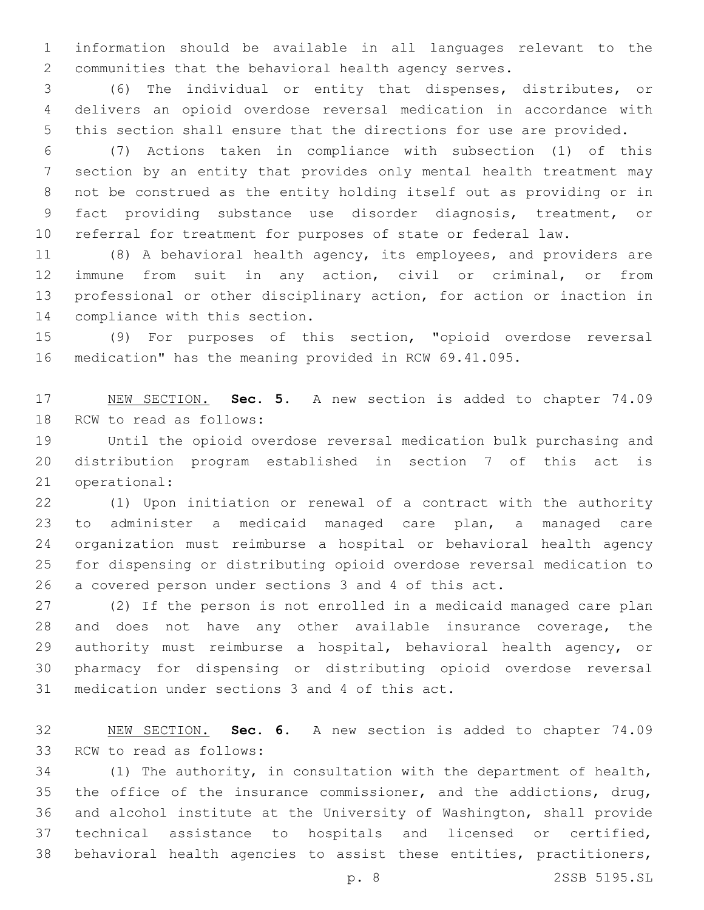information should be available in all languages relevant to the communities that the behavioral health agency serves.

(6) The individual or entity that dispenses, distributes, or delivers an opioid overdose reversal medication in accordance with this section shall ensure that the directions for use are provided.

(7) Actions taken in compliance with subsection (1) of this section by an entity that provides only mental health treatment may not be construed as the entity holding itself out as providing or in fact providing substance use disorder diagnosis, treatment, or referral for treatment for purposes of state or federal law.

(8) A behavioral health agency, its employees, and providers are immune from suit in any action, civil or criminal, or from professional or other disciplinary action, for action or inaction in compliance with this section.

(9) For purposes of this section, "opioid overdose reversal medication" has the meaning provided in RCW 69.41.095.

NEW SECTION. **Sec. 5.** A new section is added to chapter 74.09 RCW to read as follows:

Until the opioid overdose reversal medication bulk purchasing and distribution program established in section 7 of this act is operational:

(1) Upon initiation or renewal of a contract with the authority to administer a medicaid managed care plan, a managed care organization must reimburse a hospital or behavioral health agency for dispensing or distributing opioid overdose reversal medication to a covered person under sections 3 and 4 of this act.

(2) If the person is not enrolled in a medicaid managed care plan and does not have any other available insurance coverage, the authority must reimburse a hospital, behavioral health agency, or pharmacy for dispensing or distributing opioid overdose reversal medication under sections 3 and 4 of this act.

NEW SECTION. **Sec. 6.** A new section is added to chapter 74.09 RCW to read as follows:

(1) The authority, in consultation with the department of health, the office of the insurance commissioner, and the addictions, drug, and alcohol institute at the University of Washington, shall provide technical assistance to hospitals and licensed or certified, behavioral health agencies to assist these entities, practitioners,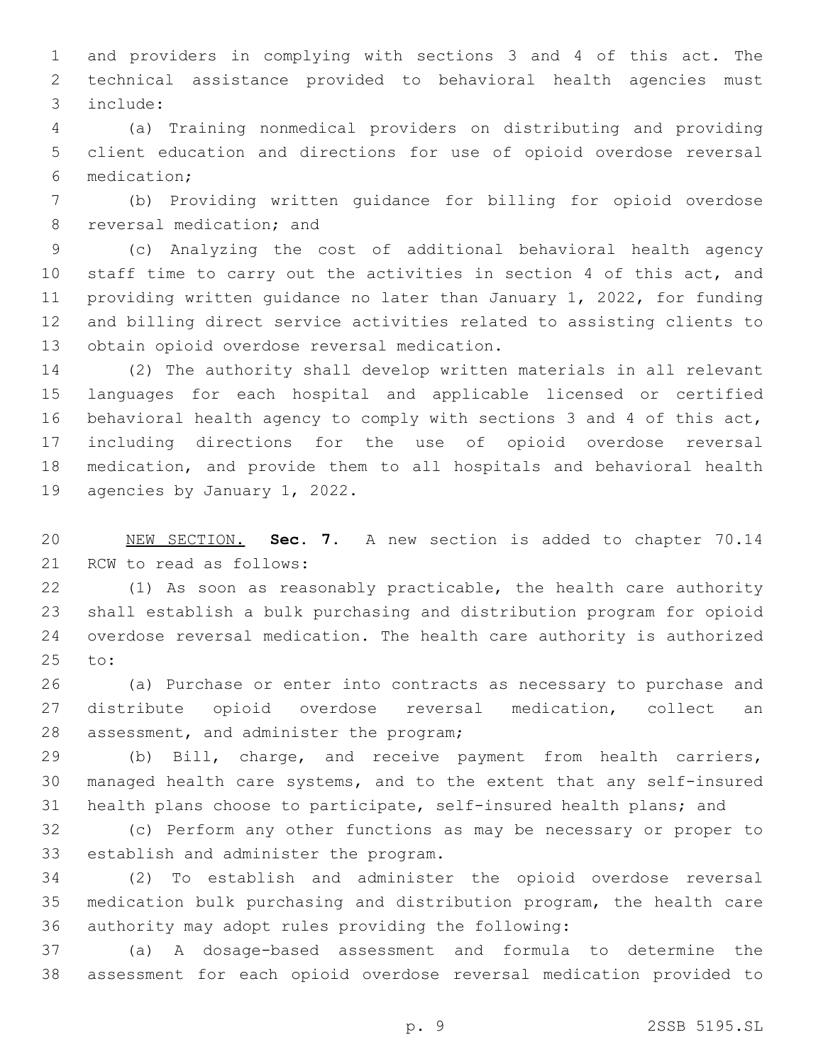and providers in complying with sections 3 and 4 of this act. The technical assistance provided to behavioral health agencies must include:

(a) Training nonmedical providers on distributing and providing client education and directions for use of opioid overdose reversal medication;

(b) Providing written guidance for billing for opioid overdose reversal medication; and

(c) Analyzing the cost of additional behavioral health agency staff time to carry out the activities in section 4 of this act, and providing written guidance no later than January 1, 2022, for funding and billing direct service activities related to assisting clients to obtain opioid overdose reversal medication.

(2) The authority shall develop written materials in all relevant languages for each hospital and applicable licensed or certified behavioral health agency to comply with sections 3 and 4 of this act, including directions for the use of opioid overdose reversal medication, and provide them to all hospitals and behavioral health agencies by January 1, 2022.

NEW SECTION. **Sec. 7.** A new section is added to chapter 70.14 RCW to read as follows:

(1) As soon as reasonably practicable, the health care authority shall establish a bulk purchasing and distribution program for opioid overdose reversal medication. The health care authority is authorized to:

(a) Purchase or enter into contracts as necessary to purchase and distribute opioid overdose reversal medication, collect an assessment, and administer the program;

(b) Bill, charge, and receive payment from health carriers, managed health care systems, and to the extent that any self-insured health plans choose to participate, self-insured health plans; and

(c) Perform any other functions as may be necessary or proper to establish and administer the program.

(2) To establish and administer the opioid overdose reversal medication bulk purchasing and distribution program, the health care authority may adopt rules providing the following:

(a) A dosage-based assessment and formula to determine the assessment for each opioid overdose reversal medication provided to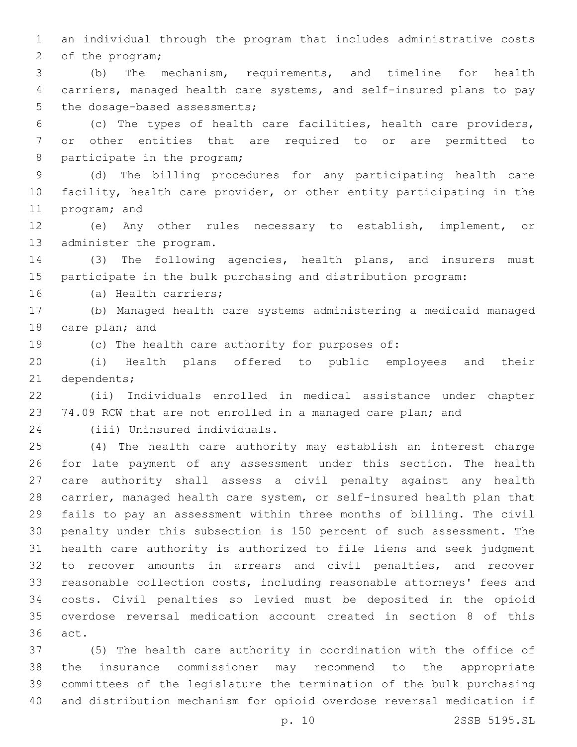an individual through the program that includes administrative costs of the program;

(b) The mechanism, requirements, and timeline for health carriers, managed health care systems, and self-insured plans to pay the dosage-based assessments;

(c) The types of health care facilities, health care providers, or other entities that are required to or are permitted to participate in the program;

(d) The billing procedures for any participating health care facility, health care provider, or other entity participating in the program; and

(e) Any other rules necessary to establish, implement, or administer the program.

(3) The following agencies, health plans, and insurers must participate in the bulk purchasing and distribution program:

(a) Health carriers;

(b) Managed health care systems administering a medicaid managed care plan; and

(c) The health care authority for purposes of:

(i) Health plans offered to public employees and their dependents;

(ii) Individuals enrolled in medical assistance under chapter 74.09 RCW that are not enrolled in a managed care plan; and

(iii) Uninsured individuals.

(4) The health care authority may establish an interest charge for late payment of any assessment under this section. The health care authority shall assess a civil penalty against any health carrier, managed health care system, or self-insured health plan that fails to pay an assessment within three months of billing. The civil penalty under this subsection is 150 percent of such assessment. The health care authority is authorized to file liens and seek judgment to recover amounts in arrears and civil penalties, and recover reasonable collection costs, including reasonable attorneys' fees and costs. Civil penalties so levied must be deposited in the opioid overdose reversal medication account created in section 8 of this act.

(5) The health care authority in coordination with the office of the insurance commissioner may recommend to the appropriate committees of the legislature the termination of the bulk purchasing and distribution mechanism for opioid overdose reversal medication if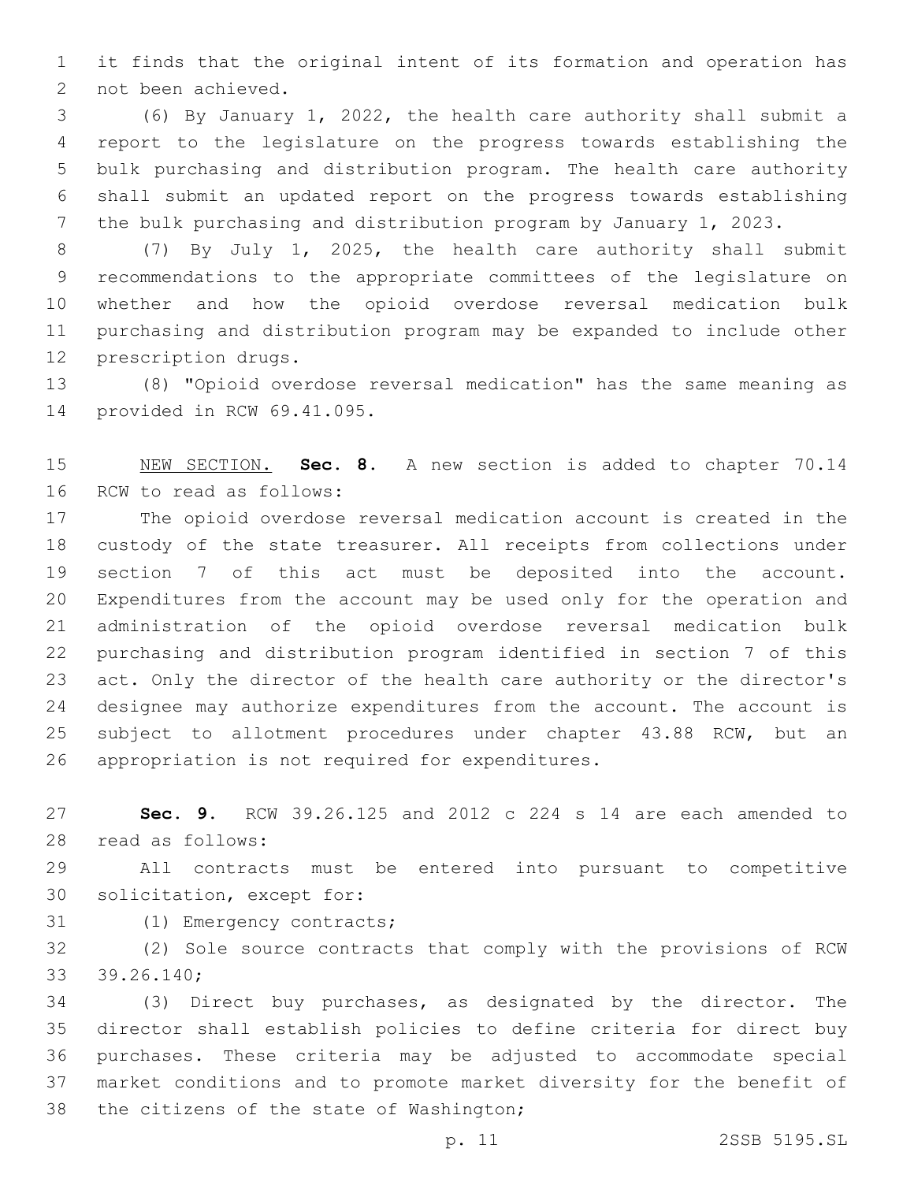it finds that the original intent of its formation and operation has not been achieved.

(6) By January 1, 2022, the health care authority shall submit a report to the legislature on the progress towards establishing the bulk purchasing and distribution program. The health care authority shall submit an updated report on the progress towards establishing the bulk purchasing and distribution program by January 1, 2023.

(7) By July 1, 2025, the health care authority shall submit recommendations to the appropriate committees of the legislature on whether and how the opioid overdose reversal medication bulk purchasing and distribution program may be expanded to include other prescription drugs.

(8) "Opioid overdose reversal medication" has the same meaning as provided in RCW 69.41.095.

NEW SECTION. **Sec. 8.** A new section is added to chapter 70.14 RCW to read as follows:

The opioid overdose reversal medication account is created in the custody of the state treasurer. All receipts from collections under section 7 of this act must be deposited into the account. Expenditures from the account may be used only for the operation and administration of the opioid overdose reversal medication bulk purchasing and distribution program identified in section 7 of this act. Only the director of the health care authority or the director's designee may authorize expenditures from the account. The account is subject to allotment procedures under chapter 43.88 RCW, but an appropriation is not required for expenditures.

**Sec. 9.** RCW 39.26.125 and 2012 c 224 s 14 are each amended to read as follows:

All contracts must be entered into pursuant to competitive solicitation, except for:

(1) Emergency contracts;

(2) Sole source contracts that comply with the provisions of RCW 39.26.140;

(3) Direct buy purchases, as designated by the director. The director shall establish policies to define criteria for direct buy purchases. These criteria may be adjusted to accommodate special market conditions and to promote market diversity for the benefit of the citizens of the state of Washington;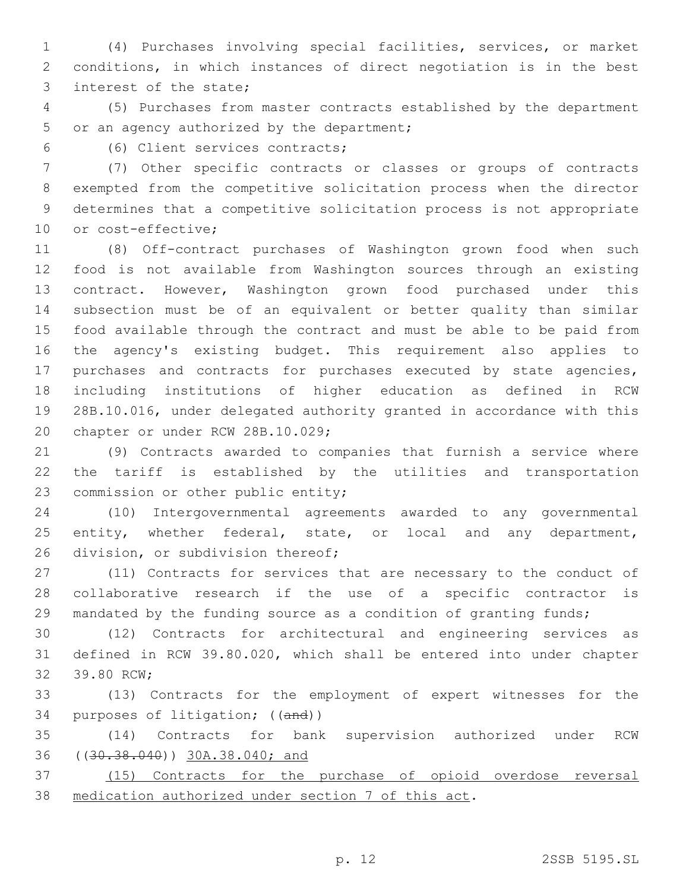(4) Purchases involving special facilities, services, or market conditions, in which instances of direct negotiation is in the best interest of the state;

(5) Purchases from master contracts established by the department or an agency authorized by the department;

(6) Client services contracts;

(7) Other specific contracts or classes or groups of contracts exempted from the competitive solicitation process when the director determines that a competitive solicitation process is not appropriate or cost-effective;

(8) Off-contract purchases of Washington grown food when such food is not available from Washington sources through an existing contract. However, Washington grown food purchased under this subsection must be of an equivalent or better quality than similar food available through the contract and must be able to be paid from the agency's existing budget. This requirement also applies to purchases and contracts for purchases executed by state agencies, including institutions of higher education as defined in RCW 28B.10.016, under delegated authority granted in accordance with this chapter or under RCW 28B.10.029;

(9) Contracts awarded to companies that furnish a service where the tariff is established by the utilities and transportation commission or other public entity;

(10) Intergovernmental agreements awarded to any governmental entity, whether federal, state, or local and any department, division, or subdivision thereof;

(11) Contracts for services that are necessary to the conduct of collaborative research if the use of a specific contractor is mandated by the funding source as a condition of granting funds;

(12) Contracts for architectural and engineering services as defined in RCW 39.80.020, which shall be entered into under chapter 39.80 RCW;

(13) Contracts for the employment of expert witnesses for the purposes of litigation; ((~~and~~))

(14) Contracts for bank supervision authorized under RCW ((~~30.38.040~~)) <u>30A.38.040; and</u>

<u>(15) Contracts for the purchase of opioid overdose reversal medication authorized under section 7 of this act</u>.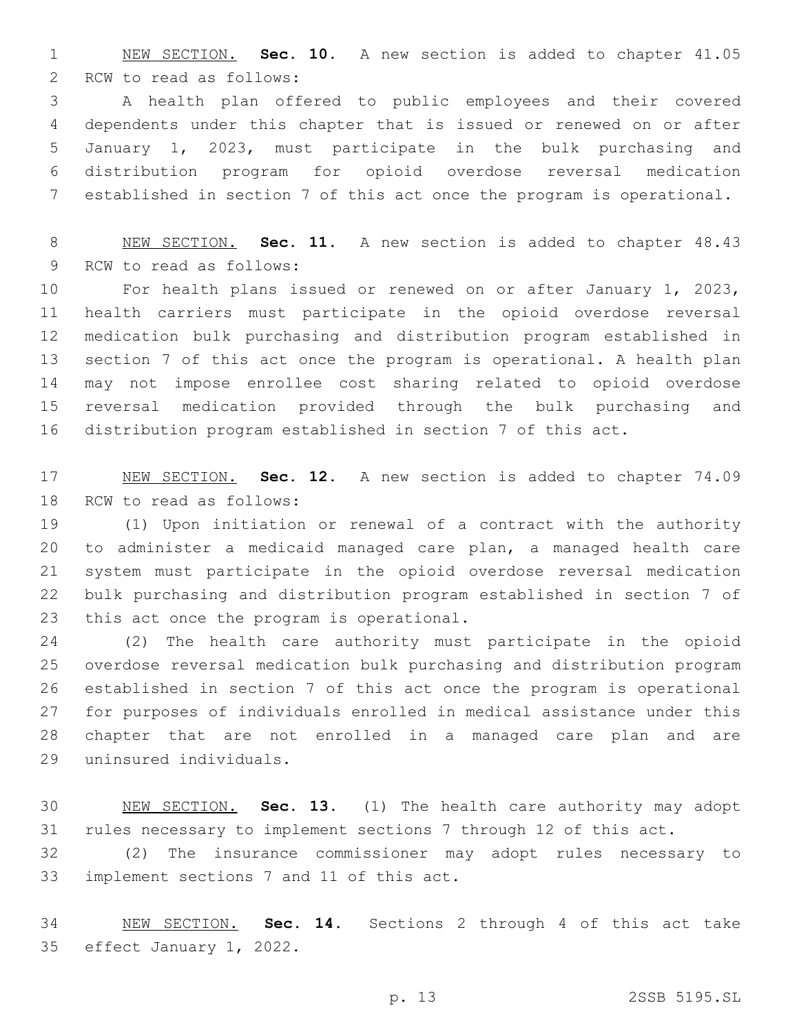NEW SECTION. **Sec. 10.** A new section is added to chapter 41.05 RCW to read as follows:

A health plan offered to public employees and their covered dependents under this chapter that is issued or renewed on or after January 1, 2023, must participate in the bulk purchasing and distribution program for opioid overdose reversal medication established in section 7 of this act once the program is operational.

NEW SECTION. **Sec. 11.** A new section is added to chapter 48.43 RCW to read as follows:

For health plans issued or renewed on or after January 1, 2023, health carriers must participate in the opioid overdose reversal medication bulk purchasing and distribution program established in section 7 of this act once the program is operational. A health plan may not impose enrollee cost sharing related to opioid overdose reversal medication provided through the bulk purchasing and distribution program established in section 7 of this act.

NEW SECTION. **Sec. 12.** A new section is added to chapter 74.09 RCW to read as follows:

(1) Upon initiation or renewal of a contract with the authority to administer a medicaid managed care plan, a managed health care system must participate in the opioid overdose reversal medication bulk purchasing and distribution program established in section 7 of this act once the program is operational.

(2) The health care authority must participate in the opioid overdose reversal medication bulk purchasing and distribution program established in section 7 of this act once the program is operational for purposes of individuals enrolled in medical assistance under this chapter that are not enrolled in a managed care plan and are uninsured individuals.

NEW SECTION. **Sec. 13.** (1) The health care authority may adopt rules necessary to implement sections 7 through 12 of this act.

(2) The insurance commissioner may adopt rules necessary to implement sections 7 and 11 of this act.

NEW SECTION. **Sec. 14.** Sections 2 through 4 of this act take effect January 1, 2022.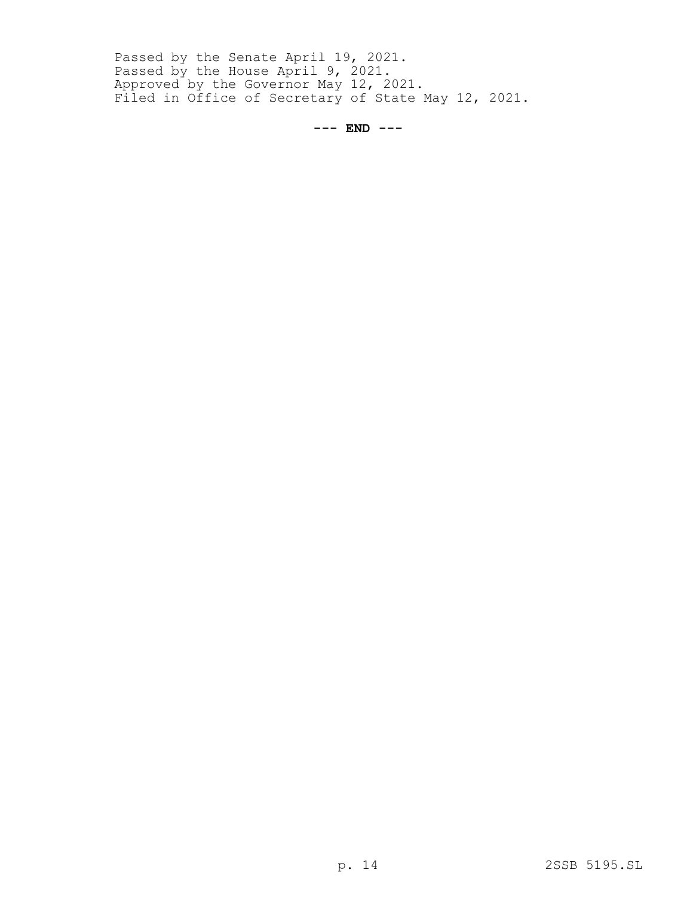Passed by the Senate April 19, 2021.
Passed by the House April 9, 2021.
Approved by the Governor May 12, 2021.
Filed in Office of Secretary of State May 12, 2021.

**--- END ---**